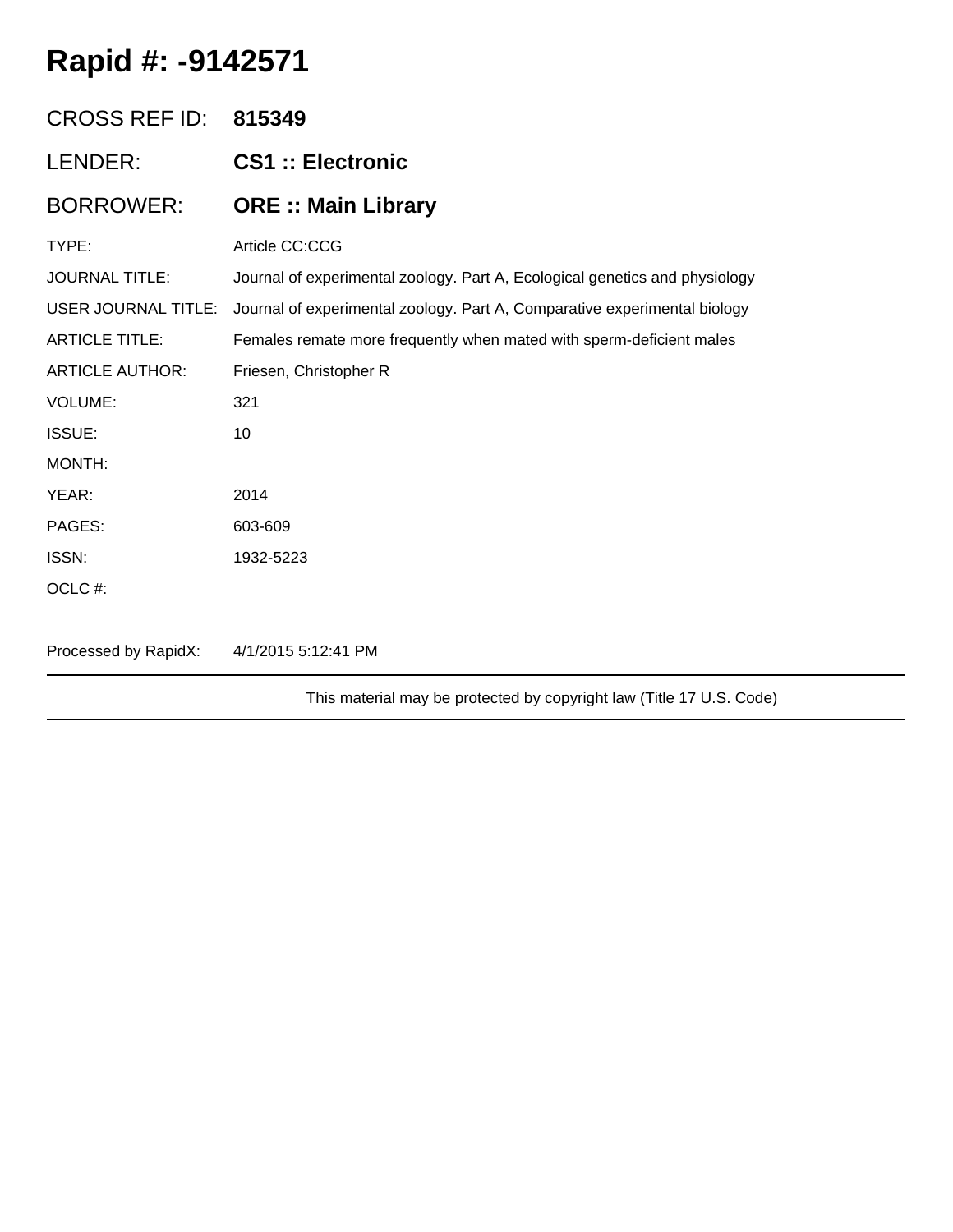# Rapid #: -9142571

| | |
|---|---|
| CROSS REF ID: | **815349** |
| LENDER: | **CS1 :: Electronic** |
| BORROWER: | **ORE :: Main Library** |
| TYPE: | Article CC:CCG |
| JOURNAL TITLE: | Journal of experimental zoology. Part A, Ecological genetics and physiology |
| USER JOURNAL TITLE: | Journal of experimental zoology. Part A, Comparative experimental biology |
| ARTICLE TITLE: | Females remate more frequently when mated with sperm-deficient males |
| ARTICLE AUTHOR: | Friesen, Christopher R |
| VOLUME: | 321 |
| ISSUE: | 10 |
| MONTH: | |
| YEAR: | 2014 |
| PAGES: | 603-609 |
| ISSN: | 1932-5223 |
| OCLC #: | |

Processed by RapidX: 4/1/2015 5:12:41 PM

---

This material may be protected by copyright law (Title 17 U.S. Code)

---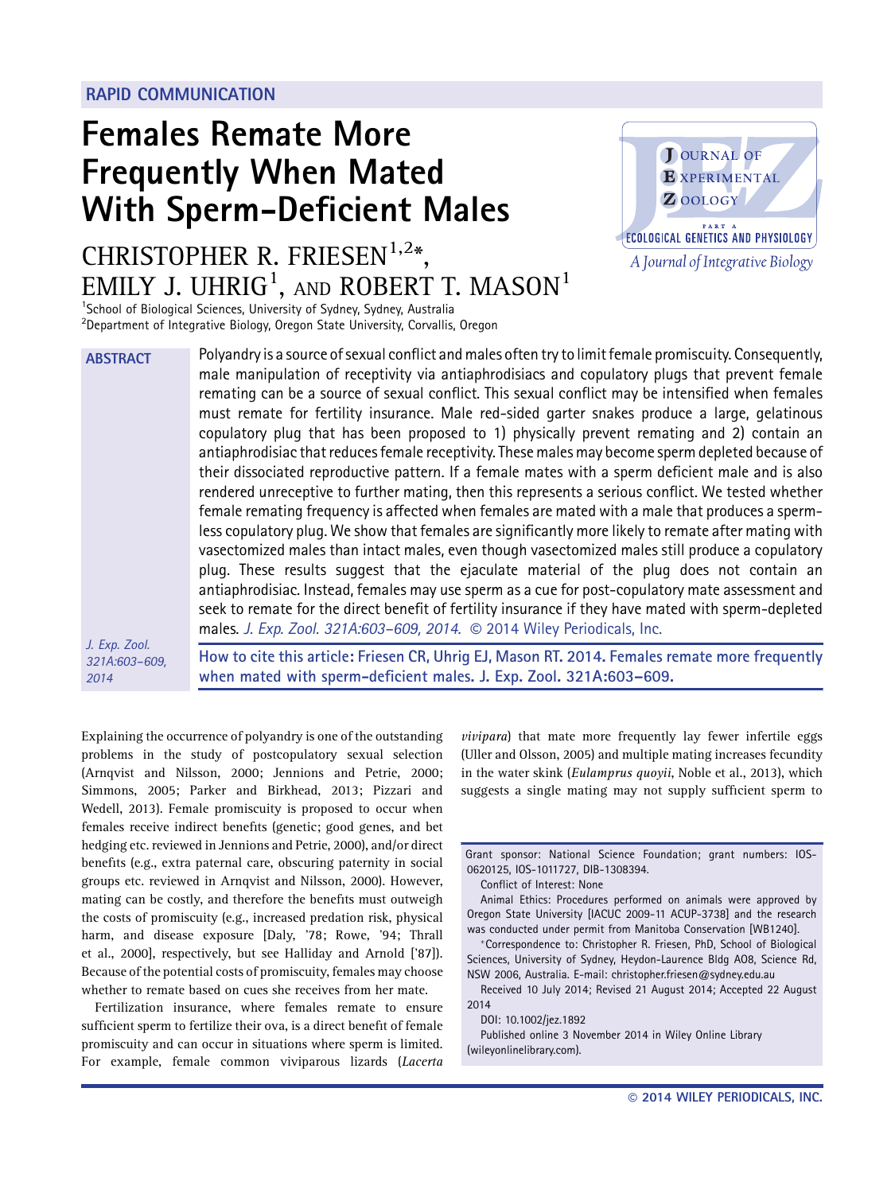RAPID COMMUNICATION

# Females Remate More Frequently When Mated With Sperm-Deficient Males

CHRISTOPHER R. FRIESEN[1,2]*, EMILY J. UHRIG[1], AND ROBERT T. MASON[1]

[1]School of Biological Sciences, University of Sydney, Sydney, Australia
[2]Department of Integrative Biology, Oregon State University, Corvallis, Oregon

**ABSTRACT** Polyandry is a source of sexual conflict and males often try to limit female promiscuity. Consequently, male manipulation of receptivity via antiaphrodisiacs and copulatory plugs that prevent female remating can be a source of sexual conflict. This sexual conflict may be intensified when females must remate for fertility insurance. Male red-sided garter snakes produce a large, gelatinous copulatory plug that has been proposed to 1) physically prevent remating and 2) contain an antiaphrodisiac that reduces female receptivity. These males may become sperm depleted because of their dissociated reproductive pattern. If a female mates with a sperm deficient male and is also rendered unreceptive to further mating, then this represents a serious conflict. We tested whether female remating frequency is affected when females are mated with a male that produces a spermless copulatory plug. We show that females are significantly more likely to remate after mating with vasectomized males than intact males, even though vasectomized males still produce a copulatory plug. These results suggest that the ejaculate material of the plug does not contain an antiaphrodisiac. Instead, females may use sperm as a cue for post-copulatory mate assessment and seek to remate for the direct benefit of fertility insurance if they have mated with sperm-depleted males. *J. Exp. Zool. 321A:603–609, 2014.* © 2014 Wiley Periodicals, Inc.

How to cite this article: Friesen CR, Uhrig EJ, Mason RT. 2014. Females remate more frequently when mated with sperm-deficient males. J. Exp. Zool. 321A:603–609.

Explaining the occurrence of polyandry is one of the outstanding problems in the study of postcopulatory sexual selection (Arnqvist and Nilsson, 2000; Jennions and Petrie, 2000; Simmons, 2005; Parker and Birkhead, 2013; Pizzari and Wedell, 2013). Female promiscuity is proposed to occur when females receive indirect benefits (genetic; good genes, and bet hedging etc. reviewed in Jennions and Petrie, 2000), and/or direct benefits (e.g., extra paternal care, obscuring paternity in social groups etc. reviewed in Arnqvist and Nilsson, 2000). However, mating can be costly, and therefore the benefits must outweigh the costs of promiscuity (e.g., increased predation risk, physical harm, and disease exposure [Daly, '78; Rowe, '94; Thrall et al., 2000], respectively, but see Halliday and Arnold ['87]). Because of the potential costs of promiscuity, females may choose whether to remate based on cues she receives from her mate.

Fertilization insurance, where females remate to ensure sufficient sperm to fertilize their ova, is a direct benefit of female promiscuity and can occur in situations where sperm is limited. For example, female common viviparous lizards (*Lacerta vivipara*) that mate more frequently lay fewer infertile eggs (Uller and Olsson, 2005) and multiple mating increases fecundity in the water skink (*Eulamprus quoyii*, Noble et al., 2013), which suggests a single mating may not supply sufficient sperm to

Grant sponsor: National Science Foundation; grant numbers: IOS-0620125, IOS-1011727, DIB-1308394.
Conflict of Interest: None
Animal Ethics: Procedures performed on animals were approved by Oregon State University [IACUC 2009-11 ACUP-3738] and the research was conducted under permit from Manitoba Conservation [WB1240].
*Correspondence to: Christopher R. Friesen, PhD, School of Biological Sciences, University of Sydney, Heydon-Laurence Bldg A08, Science Rd, NSW 2006, Australia. E-mail: christopher.friesen@sydney.edu.au
Received 10 July 2014; Revised 21 August 2014; Accepted 22 August 2014
DOI: 10.1002/jez.1892
Published online 3 November 2014 in Wiley Online Library (wileyonlinelibrary.com).

© 2014 WILEY PERIODICALS, INC.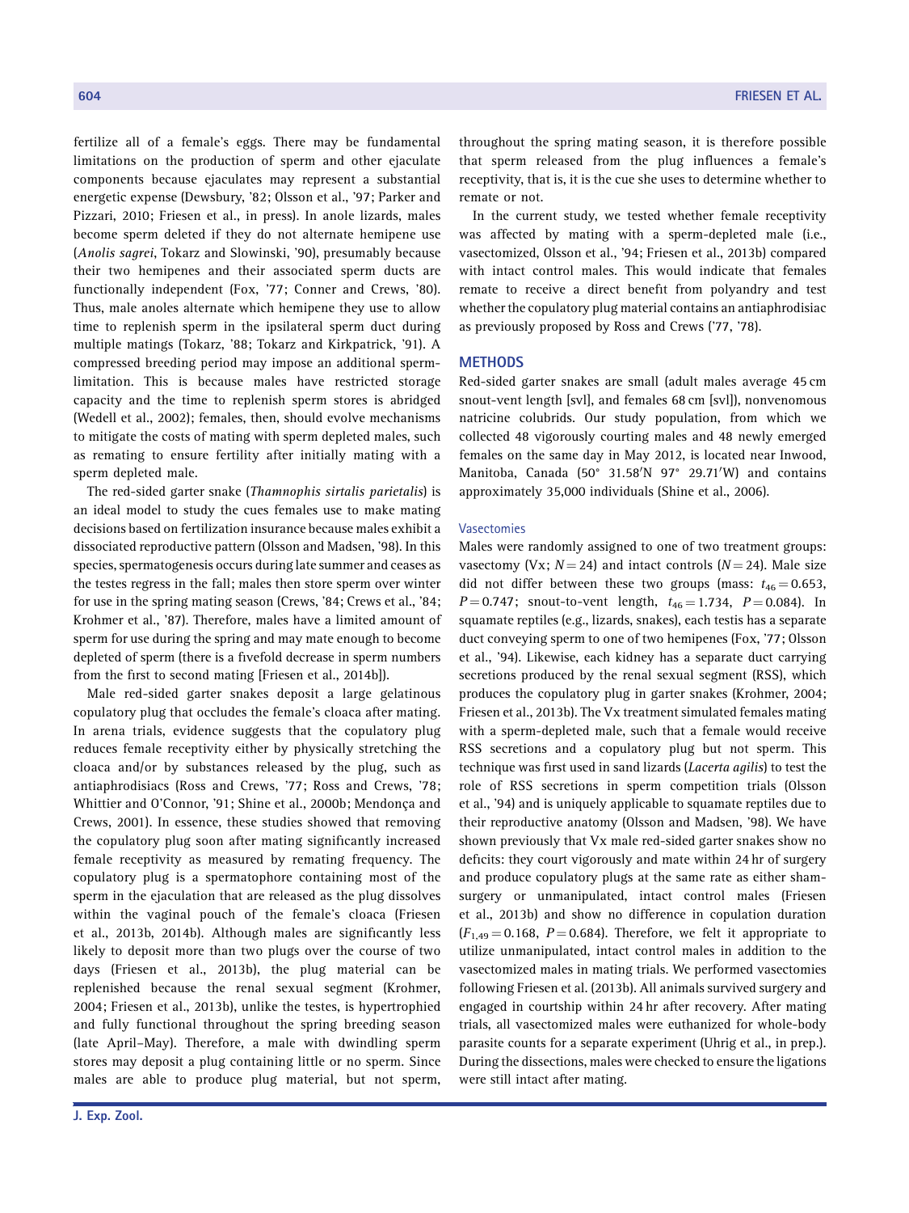fertilize all of a female's eggs. There may be fundamental limitations on the production of sperm and other ejaculate components because ejaculates may represent a substantial energetic expense (Dewsbury, '82; Olsson et al., '97; Parker and Pizzari, 2010; Friesen et al., in press). In anole lizards, males become sperm deleted if they do not alternate hemipene use (*Anolis sagrei*, Tokarz and Slowinski, '90), presumably because their two hemipenes and their associated sperm ducts are functionally independent (Fox, '77; Conner and Crews, '80). Thus, male anoles alternate which hemipene they use to allow time to replenish sperm in the ipsilateral sperm duct during multiple matings (Tokarz, '88; Tokarz and Kirkpatrick, '91). A compressed breeding period may impose an additional sperm-limitation. This is because males have restricted storage capacity and the time to replenish sperm stores is abridged (Wedell et al., 2002); females, then, should evolve mechanisms to mitigate the costs of mating with sperm depleted males, such as remating to ensure fertility after initially mating with a sperm depleted male.

The red-sided garter snake (*Thamnophis sirtalis parietalis*) is an ideal model to study the cues females use to make mating decisions based on fertilization insurance because males exhibit a dissociated reproductive pattern (Olsson and Madsen, '98). In this species, spermatogenesis occurs during late summer and ceases as the testes regress in the fall; males then store sperm over winter for use in the spring mating season (Crews, '84; Crews et al., '84; Krohmer et al., '87). Therefore, males have a limited amount of sperm for use during the spring and may mate enough to become depleted of sperm (there is a fivefold decrease in sperm numbers from the first to second mating [Friesen et al., 2014b]).

Male red-sided garter snakes deposit a large gelatinous copulatory plug that occludes the female's cloaca after mating. In arena trials, evidence suggests that the copulatory plug reduces female receptivity either by physically stretching the cloaca and/or by substances released by the plug, such as antiaphrodisiacs (Ross and Crews, '77; Ross and Crews, '78; Whittier and O'Connor, '91; Shine et al., 2000b; Mendonça and Crews, 2001). In essence, these studies showed that removing the copulatory plug soon after mating significantly increased female receptivity as measured by remating frequency. The copulatory plug is a spermatophore containing most of the sperm in the ejaculation that are released as the plug dissolves within the vaginal pouch of the female's cloaca (Friesen et al., 2013b, 2014b). Although males are significantly less likely to deposit more than two plugs over the course of two days (Friesen et al., 2013b), the plug material can be replenished because the renal sexual segment (Krohmer, 2004; Friesen et al., 2013b), unlike the testes, is hypertrophied and fully functional throughout the spring breeding season (late April–May). Therefore, a male with dwindling sperm stores may deposit a plug containing little or no sperm. Since males are able to produce plug material, but not sperm, throughout the spring mating season, it is therefore possible that sperm released from the plug influences a female's receptivity, that is, it is the cue she uses to determine whether to remate or not.

In the current study, we tested whether female receptivity was affected by mating with a sperm-depleted male (i.e., vasectomized, Olsson et al., '94; Friesen et al., 2013b) compared with intact control males. This would indicate that females remate to receive a direct benefit from polyandry and test whether the copulatory plug material contains an antiaphrodisiac as previously proposed by Ross and Crews ('77, '78).

## METHODS

Red-sided garter snakes are small (adult males average 45 cm snout-vent length [svl], and females 68 cm [svl]), nonvenomous natricine colubrids. Our study population, from which we collected 48 vigorously courting males and 48 newly emerged females on the same day in May 2012, is located near Inwood, Manitoba, Canada (50° 31.58′N 97° 29.71′W) and contains approximately 35,000 individuals (Shine et al., 2006).

### Vasectomies

Males were randomly assigned to one of two treatment groups: vasectomy (Vx; $N = 24$) and intact controls ($N = 24$). Male size did not differ between these two groups (mass: $t_{46} = 0.653$, $P = 0.747$; snout-to-vent length, $t_{46} = 1.734$, $P = 0.084$). In squamate reptiles (e.g., lizards, snakes), each testis has a separate duct conveying sperm to one of two hemipenes (Fox, '77; Olsson et al., '94). Likewise, each kidney has a separate duct carrying secretions produced by the renal sexual segment (RSS), which produces the copulatory plug in garter snakes (Krohmer, 2004; Friesen et al., 2013b). The Vx treatment simulated females mating with a sperm-depleted male, such that a female would receive RSS secretions and a copulatory plug but not sperm. This technique was first used in sand lizards (*Lacerta agilis*) to test the role of RSS secretions in sperm competition trials (Olsson et al., '94) and is uniquely applicable to squamate reptiles due to their reproductive anatomy (Olsson and Madsen, '98). We have shown previously that Vx male red-sided garter snakes show no deficits: they court vigorously and mate within 24 hr of surgery and produce copulatory plugs at the same rate as either sham-surgery or unmanipulated, intact control males (Friesen et al., 2013b) and show no difference in copulation duration ($F_{1,49} = 0.168$, $P = 0.684$). Therefore, we felt it appropriate to utilize unmanipulated, intact control males in addition to the vasectomized males in mating trials. We performed vasectomies following Friesen et al. (2013b). All animals survived surgery and engaged in courtship within 24 hr after recovery. After mating trials, all vasectomized males were euthanized for whole-body parasite counts for a separate experiment (Uhrig et al., in prep.). During the dissections, males were checked to ensure the ligations were still intact after mating.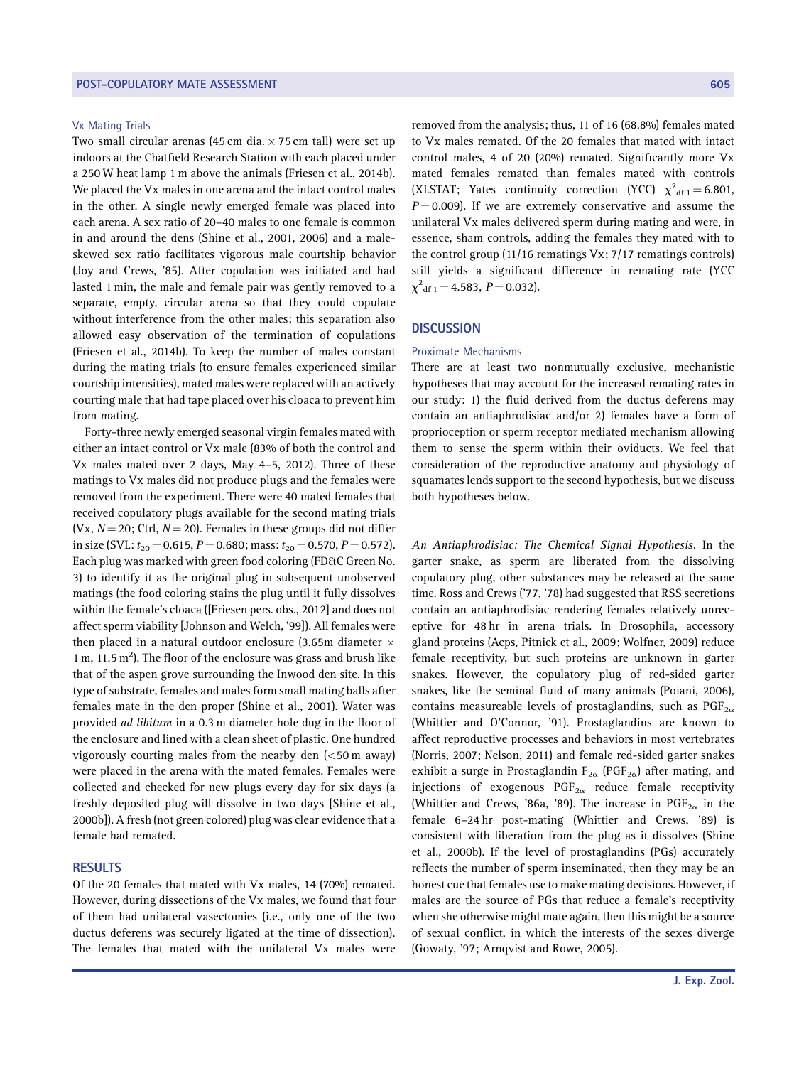### Vx Mating Trials

Two small circular arenas (45 cm dia. × 75 cm tall) were set up indoors at the Chatfield Research Station with each placed under a 250 W heat lamp 1 m above the animals (Friesen et al., 2014b). We placed the Vx males in one arena and the intact control males in the other. A single newly emerged female was placed into each arena. A sex ratio of 20–40 males to one female is common in and around the dens (Shine et al., 2001, 2006) and a male-skewed sex ratio facilitates vigorous male courtship behavior (Joy and Crews, '85). After copulation was initiated and had lasted 1 min, the male and female pair was gently removed to a separate, empty, circular arena so that they could copulate without interference from the other males; this separation also allowed easy observation of the termination of copulations (Friesen et al., 2014b). To keep the number of males constant during the mating trials (to ensure females experienced similar courtship intensities), mated males were replaced with an actively courting male that had tape placed over his cloaca to prevent him from mating.

Forty-three newly emerged seasonal virgin females mated with either an intact control or Vx male (83% of both the control and Vx males mated over 2 days, May 4–5, 2012). Three of these matings to Vx males did not produce plugs and the females were removed from the experiment. There were 40 mated females that received copulatory plugs available for the second mating trials (Vx, $N = 20$; Ctrl, $N = 20$). Females in these groups did not differ in size (SVL: $t_{20} = 0.615$, $P = 0.680$; mass: $t_{20} = 0.570$, $P = 0.572$). Each plug was marked with green food coloring (FD&C Green No. 3) to identify it as the original plug in subsequent unobserved matings (the food coloring stains the plug until it fully dissolves within the female's cloaca ([Friesen pers. obs., 2012] and does not affect sperm viability [Johnson and Welch, '99]). All females were then placed in a natural outdoor enclosure (3.65m diameter × 1 m, 11.5 $m^2$). The floor of the enclosure was grass and brush like that of the aspen grove surrounding the Inwood den site. In this type of substrate, females and males form small mating balls after females mate in the den proper (Shine et al., 2001). Water was provided *ad libitum* in a 0.3 m diameter hole dug in the floor of the enclosure and lined with a clean sheet of plastic. One hundred vigorously courting males from the nearby den (<50 m away) were placed in the arena with the mated females. Females were collected and checked for new plugs every day for six days (a freshly deposited plug will dissolve in two days [Shine et al., 2000b]). A fresh (not green colored) plug was clear evidence that a female had remated.

## RESULTS

Of the 20 females that mated with Vx males, 14 (70%) remated. However, during dissections of the Vx males, we found that four of them had unilateral vasectomies (i.e., only one of the two ductus deferens was securely ligated at the time of dissection). The females that mated with the unilateral Vx males were removed from the analysis; thus, 11 of 16 (68.8%) females mated to Vx males remated. Of the 20 females that mated with intact control males, 4 of 20 (20%) remated. Significantly more Vx mated females remated than females mated with controls (XLSTAT; Yates continuity correction (YCC) $\chi^2_{\text{df }1} = 6.801$, $P = 0.009$). If we are extremely conservative and assume the unilateral Vx males delivered sperm during mating and were, in essence, sham controls, adding the females they mated with to the control group (11/16 rematings Vx; 7/17 rematings controls) still yields a significant difference in remating rate (YCC $\chi^2_{\text{df }1} = 4.583$, $P = 0.032$).

## DISCUSSION

### Proximate Mechanisms

There are at least two nonmutually exclusive, mechanistic hypotheses that may account for the increased remating rates in our study: 1) the fluid derived from the ductus deferens may contain an antiaphrodisiac and/or 2) females have a form of proprioception or sperm receptor mediated mechanism allowing them to sense the sperm within their oviducts. We feel that consideration of the reproductive anatomy and physiology of squamates lends support to the second hypothesis, but we discuss both hypotheses below.

*An Antiaphrodisiac: The Chemical Signal Hypothesis.* In the garter snake, as sperm are liberated from the dissolving copulatory plug, other substances may be released at the same time. Ross and Crews ('77, '78) had suggested that RSS secretions contain an antiaphrodisiac rendering females relatively unreceptive for 48 hr in arena trials. In Drosophila, accessory gland proteins (Acps, Pitnick et al., 2009; Wolfner, 2009) reduce female receptivity, but such proteins are unknown in garter snakes. However, the copulatory plug of red-sided garter snakes, like the seminal fluid of many animals (Poiani, 2006), contains measureable levels of prostaglandins, such as $PGF_{2\alpha}$ (Whittier and O'Connor, '91). Prostaglandins are known to affect reproductive processes and behaviors in most vertebrates (Norris, 2007; Nelson, 2011) and female red-sided garter snakes exhibit a surge in Prostaglandin $F_{2\alpha}$ ($PGF_{2\alpha}$) after mating, and injections of exogenous $PGF_{2\alpha}$ reduce female receptivity (Whittier and Crews, '86a, '89). The increase in $PGF_{2\alpha}$ in the female 6–24 hr post-mating (Whittier and Crews, '89) is consistent with liberation from the plug as it dissolves (Shine et al., 2000b). If the level of prostaglandins (PGs) accurately reflects the number of sperm inseminated, then they may be an honest cue that females use to make mating decisions. However, if males are the source of PGs that reduce a female's receptivity when she otherwise might mate again, then this might be a source of sexual conflict, in which the interests of the sexes diverge (Gowaty, '97; Arnqvist and Rowe, 2005).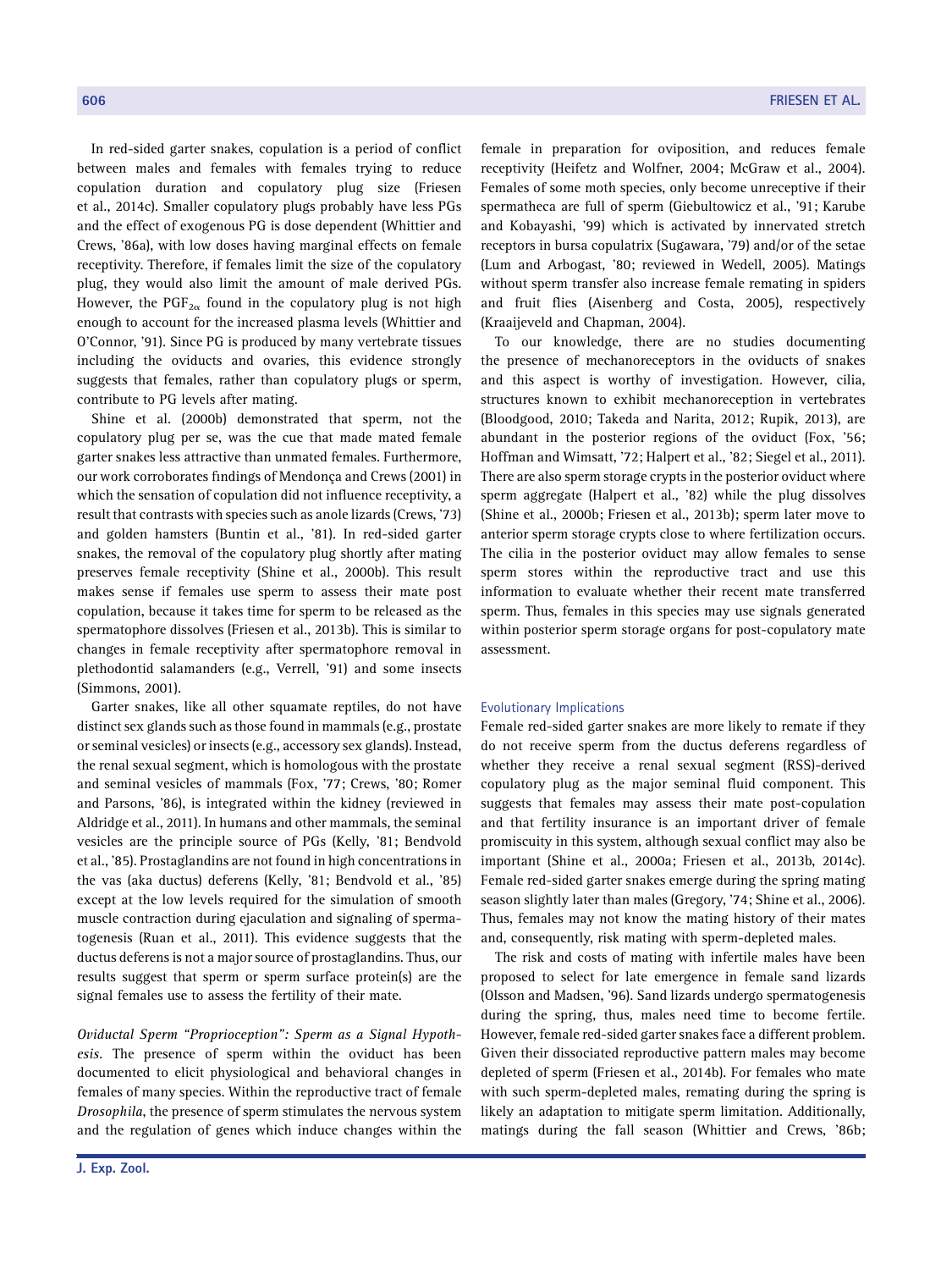In red-sided garter snakes, copulation is a period of conflict between males and females with females trying to reduce copulation duration and copulatory plug size (Friesen et al., 2014c). Smaller copulatory plugs probably have less PGs and the effect of exogenous PG is dose dependent (Whittier and Crews, '86a), with low doses having marginal effects on female receptivity. Therefore, if females limit the size of the copulatory plug, they would also limit the amount of male derived PGs. However, the $PGF_{2\alpha}$ found in the copulatory plug is not high enough to account for the increased plasma levels (Whittier and O'Connor, '91). Since PG is produced by many vertebrate tissues including the oviducts and ovaries, this evidence strongly suggests that females, rather than copulatory plugs or sperm, contribute to PG levels after mating.

Shine et al. (2000b) demonstrated that sperm, not the copulatory plug per se, was the cue that made mated female garter snakes less attractive than unmated females. Furthermore, our work corroborates findings of Mendonça and Crews (2001) in which the sensation of copulation did not influence receptivity, a result that contrasts with species such as anole lizards (Crews, '73) and golden hamsters (Buntin et al., '81). In red-sided garter snakes, the removal of the copulatory plug shortly after mating preserves female receptivity (Shine et al., 2000b). This result makes sense if females use sperm to assess their mate post copulation, because it takes time for sperm to be released as the spermatophore dissolves (Friesen et al., 2013b). This is similar to changes in female receptivity after spermatophore removal in plethodontid salamanders (e.g., Verrell, '91) and some insects (Simmons, 2001).

Garter snakes, like all other squamate reptiles, do not have distinct sex glands such as those found in mammals (e.g., prostate or seminal vesicles) or insects (e.g., accessory sex glands). Instead, the renal sexual segment, which is homologous with the prostate and seminal vesicles of mammals (Fox, '77; Crews, '80; Romer and Parsons, '86), is integrated within the kidney (reviewed in Aldridge et al., 2011). In humans and other mammals, the seminal vesicles are the principle source of PGs (Kelly, '81; Bendvold et al., '85). Prostaglandins are not found in high concentrations in the vas (aka ductus) deferens (Kelly, '81; Bendvold et al., '85) except at the low levels required for the simulation of smooth muscle contraction during ejaculation and signaling of spermatogenesis (Ruan et al., 2011). This evidence suggests that the ductus deferens is not a major source of prostaglandins. Thus, our results suggest that sperm or sperm surface protein(s) are the signal females use to assess the fertility of their mate.

*Oviductal Sperm "Proprioception": Sperm as a Signal Hypothesis*. The presence of sperm within the oviduct has been documented to elicit physiological and behavioral changes in females of many species. Within the reproductive tract of female *Drosophila*, the presence of sperm stimulates the nervous system and the regulation of genes which induce changes within the female in preparation for oviposition, and reduces female receptivity (Heifetz and Wolfner, 2004; McGraw et al., 2004). Females of some moth species, only become unreceptive if their spermatheca are full of sperm (Giebultowicz et al., '91; Karube and Kobayashi, '99) which is activated by innervated stretch receptors in bursa copulatrix (Sugawara, '79) and/or of the setae (Lum and Arbogast, '80; reviewed in Wedell, 2005). Matings without sperm transfer also increase female remating in spiders and fruit flies (Aisenberg and Costa, 2005), respectively (Kraaijeveld and Chapman, 2004).

To our knowledge, there are no studies documenting the presence of mechanoreceptors in the oviducts of snakes and this aspect is worthy of investigation. However, cilia, structures known to exhibit mechanoreception in vertebrates (Bloodgood, 2010; Takeda and Narita, 2012; Rupik, 2013), are abundant in the posterior regions of the oviduct (Fox, '56; Hoffman and Wimsatt, '72; Halpert et al., '82; Siegel et al., 2011). There are also sperm storage crypts in the posterior oviduct where sperm aggregate (Halpert et al., '82) while the plug dissolves (Shine et al., 2000b; Friesen et al., 2013b); sperm later move to anterior sperm storage crypts close to where fertilization occurs. The cilia in the posterior oviduct may allow females to sense sperm stores within the reproductive tract and use this information to evaluate whether their recent mate transferred sperm. Thus, females in this species may use signals generated within posterior sperm storage organs for post-copulatory mate assessment.

### Evolutionary Implications

Female red-sided garter snakes are more likely to remate if they do not receive sperm from the ductus deferens regardless of whether they receive a renal sexual segment (RSS)-derived copulatory plug as the major seminal fluid component. This suggests that females may assess their mate post-copulation and that fertility insurance is an important driver of female promiscuity in this system, although sexual conflict may also be important (Shine et al., 2000a; Friesen et al., 2013b, 2014c). Female red-sided garter snakes emerge during the spring mating season slightly later than males (Gregory, '74; Shine et al., 2006). Thus, females may not know the mating history of their mates and, consequently, risk mating with sperm-depleted males.

The risk and costs of mating with infertile males have been proposed to select for late emergence in female sand lizards (Olsson and Madsen, '96). Sand lizards undergo spermatogenesis during the spring, thus, males need time to become fertile. However, female red-sided garter snakes face a different problem. Given their dissociated reproductive pattern males may become depleted of sperm (Friesen et al., 2014b). For females who mate with such sperm-depleted males, remating during the spring is likely an adaptation to mitigate sperm limitation. Additionally, matings during the fall season (Whittier and Crews, '86b;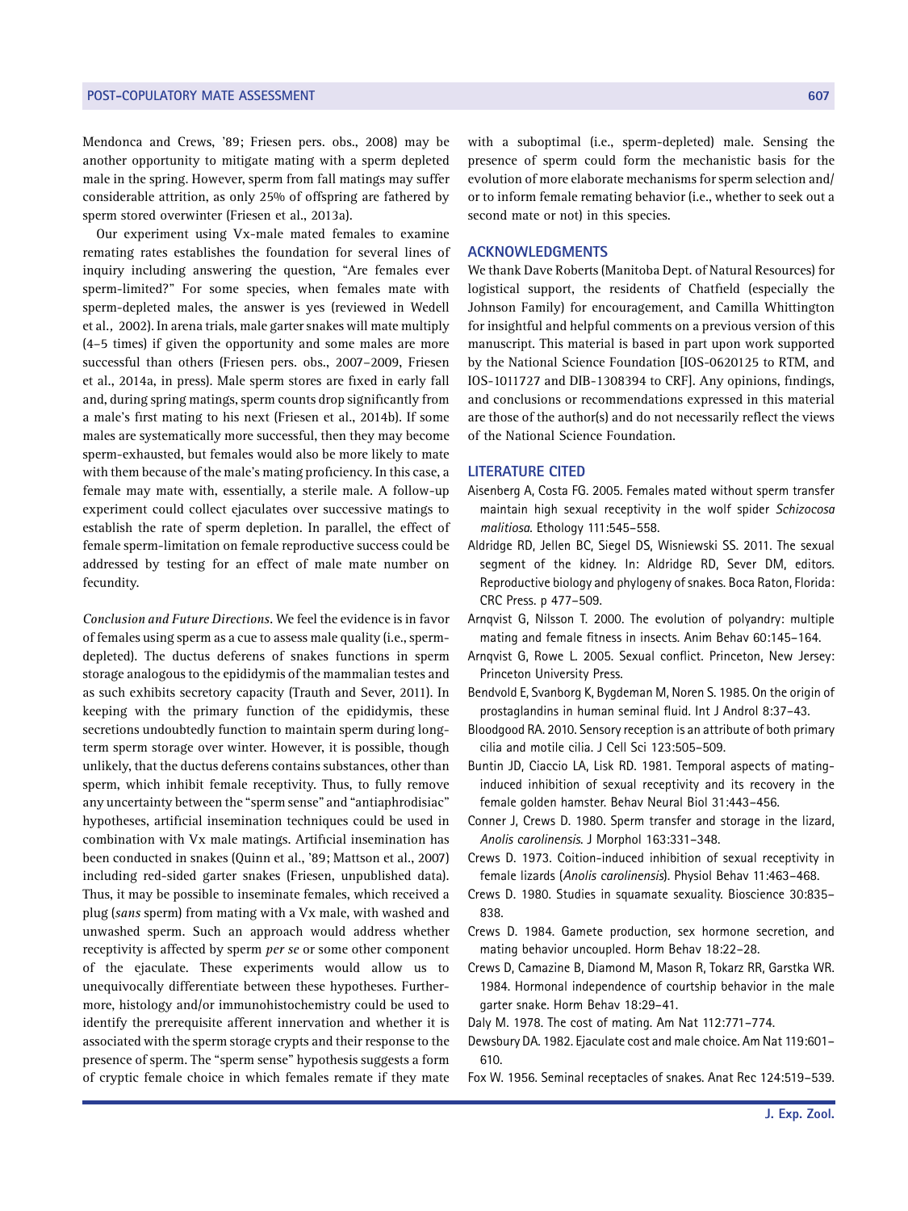Mendonca and Crews, '89; Friesen pers. obs., 2008) may be another opportunity to mitigate mating with a sperm depleted male in the spring. However, sperm from fall matings may suffer considerable attrition, as only 25% of offspring are fathered by sperm stored overwinter (Friesen et al., 2013a).

Our experiment using Vx-male mated females to examine remating rates establishes the foundation for several lines of inquiry including answering the question, "Are females ever sperm-limited?" For some species, when females mate with sperm-depleted males, the answer is yes (reviewed in Wedell et al., 2002). In arena trials, male garter snakes will mate multiply (4–5 times) if given the opportunity and some males are more successful than others (Friesen pers. obs., 2007–2009, Friesen et al., 2014a, in press). Male sperm stores are fixed in early fall and, during spring matings, sperm counts drop significantly from a male's first mating to his next (Friesen et al., 2014b). If some males are systematically more successful, then they may become sperm-exhausted, but females would also be more likely to mate with them because of the male's mating proficiency. In this case, a female may mate with, essentially, a sterile male. A follow-up experiment could collect ejaculates over successive matings to establish the rate of sperm depletion. In parallel, the effect of female sperm-limitation on female reproductive success could be addressed by testing for an effect of male mate number on fecundity.

*Conclusion and Future Directions*. We feel the evidence is in favor of females using sperm as a cue to assess male quality (i.e., sperm-depleted). The ductus deferens of snakes functions in sperm storage analogous to the epididymis of the mammalian testes and as such exhibits secretory capacity (Trauth and Sever, 2011). In keeping with the primary function of the epididymis, these secretions undoubtedly function to maintain sperm during long-term sperm storage over winter. However, it is possible, though unlikely, that the ductus deferens contains substances, other than sperm, which inhibit female receptivity. Thus, to fully remove any uncertainty between the "sperm sense" and "antiaphrodisiac" hypotheses, artificial insemination techniques could be used in combination with Vx male matings. Artificial insemination has been conducted in snakes (Quinn et al., '89; Mattson et al., 2007) including red-sided garter snakes (Friesen, unpublished data). Thus, it may be possible to inseminate females, which received a plug (*sans* sperm) from mating with a Vx male, with washed and unwashed sperm. Such an approach would address whether receptivity is affected by sperm *per se* or some other component of the ejaculate. These experiments would allow us to unequivocally differentiate between these hypotheses. Furthermore, histology and/or immunohistochemistry could be used to identify the prerequisite afferent innervation and whether it is associated with the sperm storage crypts and their response to the presence of sperm. The "sperm sense" hypothesis suggests a form of cryptic female choice in which females remate if they mate with a suboptimal (i.e., sperm-depleted) male. Sensing the presence of sperm could form the mechanistic basis for the evolution of more elaborate mechanisms for sperm selection and/or to inform female remating behavior (i.e., whether to seek out a second mate or not) in this species.

## ACKNOWLEDGMENTS

We thank Dave Roberts (Manitoba Dept. of Natural Resources) for logistical support, the residents of Chatfield (especially the Johnson Family) for encouragement, and Camilla Whittington for insightful and helpful comments on a previous version of this manuscript. This material is based in part upon work supported by the National Science Foundation [IOS-0620125 to RTM, and IOS-1011727 and DIB-1308394 to CRF]. Any opinions, findings, and conclusions or recommendations expressed in this material are those of the author(s) and do not necessarily reflect the views of the National Science Foundation.

## LITERATURE CITED

Aisenberg A, Costa FG. 2005. Females mated without sperm transfer maintain high sexual receptivity in the wolf spider *Schizocosa malitiosa*. Ethology 111:545–558.

Aldridge RD, Jellen BC, Siegel DS, Wisniewski SS. 2011. The sexual segment of the kidney. In: Aldridge RD, Sever DM, editors. Reproductive biology and phylogeny of snakes. Boca Raton, Florida: CRC Press. p 477–509.

Arnqvist G, Nilsson T. 2000. The evolution of polyandry: multiple mating and female fitness in insects. Anim Behav 60:145–164.

Arnqvist G, Rowe L. 2005. Sexual conflict. Princeton, New Jersey: Princeton University Press.

Bendvold E, Svanborg K, Bygdeman M, Noren S. 1985. On the origin of prostaglandins in human seminal fluid. Int J Androl 8:37–43.

Bloodgood RA. 2010. Sensory reception is an attribute of both primary cilia and motile cilia. J Cell Sci 123:505–509.

Buntin JD, Ciaccio LA, Lisk RD. 1981. Temporal aspects of mating-induced inhibition of sexual receptivity and its recovery in the female golden hamster. Behav Neural Biol 31:443–456.

Conner J, Crews D. 1980. Sperm transfer and storage in the lizard, *Anolis carolinensis*. J Morphol 163:331–348.

Crews D. 1973. Coition-induced inhibition of sexual receptivity in female lizards (*Anolis carolinensis*). Physiol Behav 11:463–468.

Crews D. 1980. Studies in squamate sexuality. Bioscience 30:835–838.

Crews D. 1984. Gamete production, sex hormone secretion, and mating behavior uncoupled. Horm Behav 18:22–28.

Crews D, Camazine B, Diamond M, Mason R, Tokarz RR, Garstka WR. 1984. Hormonal independence of courtship behavior in the male garter snake. Horm Behav 18:29–41.

Daly M. 1978. The cost of mating. Am Nat 112:771–774.

Dewsbury DA. 1982. Ejaculate cost and male choice. Am Nat 119:601–610.

Fox W. 1956. Seminal receptacles of snakes. Anat Rec 124:519–539.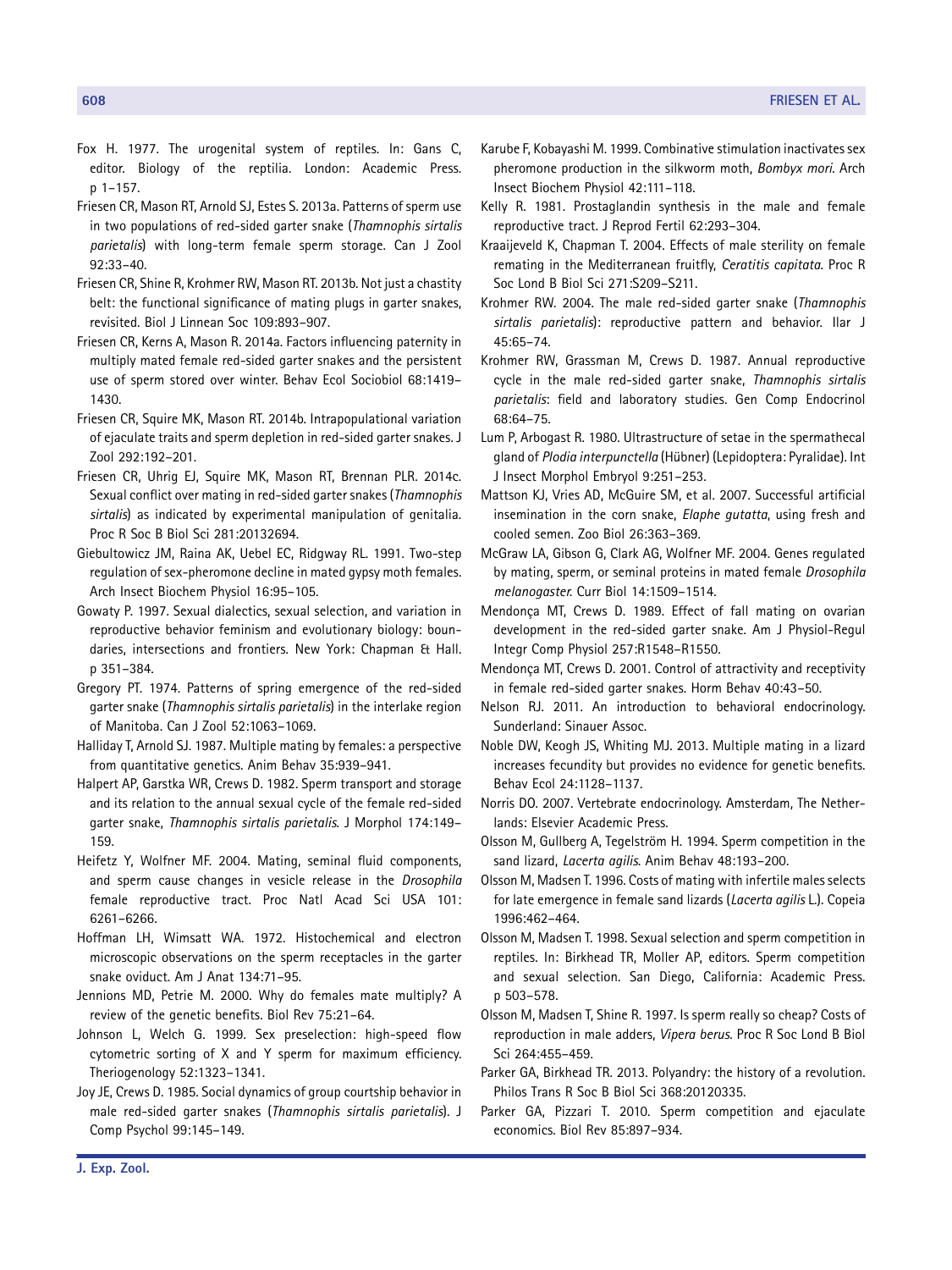Fox H. 1977. The urogenital system of reptiles. In: Gans C, editor. Biology of the reptilia. London: Academic Press. p 1–157.

Friesen CR, Mason RT, Arnold SJ, Estes S. 2013a. Patterns of sperm use in two populations of red-sided garter snake (*Thamnophis sirtalis parietalis*) with long-term female sperm storage. Can J Zool 92:33–40.

Friesen CR, Shine R, Krohmer RW, Mason RT. 2013b. Not just a chastity belt: the functional significance of mating plugs in garter snakes, revisited. Biol J Linnean Soc 109:893–907.

Friesen CR, Kerns A, Mason R. 2014a. Factors influencing paternity in multiply mated female red-sided garter snakes and the persistent use of sperm stored over winter. Behav Ecol Sociobiol 68:1419–1430.

Friesen CR, Squire MK, Mason RT. 2014b. Intrapopulational variation of ejaculate traits and sperm depletion in red-sided garter snakes. J Zool 292:192–201.

Friesen CR, Uhrig EJ, Squire MK, Mason RT, Brennan PLR. 2014c. Sexual conflict over mating in red-sided garter snakes (*Thamnophis sirtalis*) as indicated by experimental manipulation of genitalia. Proc R Soc B Biol Sci 281:20132694.

Giebultowicz JM, Raina AK, Uebel EC, Ridgway RL. 1991. Two-step regulation of sex-pheromone decline in mated gypsy moth females. Arch Insect Biochem Physiol 16:95–105.

Gowaty P. 1997. Sexual dialectics, sexual selection, and variation in reproductive behavior feminism and evolutionary biology: boundaries, intersections and frontiers. New York: Chapman & Hall. p 351–384.

Gregory PT. 1974. Patterns of spring emergence of the red-sided garter snake (*Thamnophis sirtalis parietalis*) in the interlake region of Manitoba. Can J Zool 52:1063–1069.

Halliday T, Arnold SJ. 1987. Multiple mating by females: a perspective from quantitative genetics. Anim Behav 35:939–941.

Halpert AP, Garstka WR, Crews D. 1982. Sperm transport and storage and its relation to the annual sexual cycle of the female red-sided garter snake, *Thamnophis sirtalis parietalis.* J Morphol 174:149–159.

Heifetz Y, Wolfner MF. 2004. Mating, seminal fluid components, and sperm cause changes in vesicle release in the *Drosophila* female reproductive tract. Proc Natl Acad Sci USA 101: 6261–6266.

Hoffman LH, Wimsatt WA. 1972. Histochemical and electron microscopic observations on the sperm receptacles in the garter snake oviduct. Am J Anat 134:71–95.

Jennions MD, Petrie M. 2000. Why do females mate multiply? A review of the genetic benefits. Biol Rev 75:21–64.

Johnson L, Welch G. 1999. Sex preselection: high-speed flow cytometric sorting of X and Y sperm for maximum efficiency. Theriogenology 52:1323–1341.

Joy JE, Crews D. 1985. Social dynamics of group courtship behavior in male red-sided garter snakes (*Thamnophis sirtalis parietalis*). J Comp Psychol 99:145–149.

Karube F, Kobayashi M. 1999. Combinative stimulation inactivates sex pheromone production in the silkworm moth, *Bombyx mori.* Arch Insect Biochem Physiol 42:111–118.

Kelly R. 1981. Prostaglandin synthesis in the male and female reproductive tract. J Reprod Fertil 62:293–304.

Kraaijeveld K, Chapman T. 2004. Effects of male sterility on female remating in the Mediterranean fruitfly, *Ceratitis capitata.* Proc R Soc Lond B Biol Sci 271:S209–S211.

Krohmer RW. 2004. The male red-sided garter snake (*Thamnophis sirtalis parietalis*): reproductive pattern and behavior. Ilar J 45:65–74.

Krohmer RW, Grassman M, Crews D. 1987. Annual reproductive cycle in the male red-sided garter snake, *Thamnophis sirtalis parietalis*: field and laboratory studies. Gen Comp Endocrinol 68:64–75.

Lum P, Arbogast R. 1980. Ultrastructure of setae in the spermathecal gland of *Plodia interpunctella* (Hübner) (Lepidoptera: Pyralidae). Int J Insect Morphol Embryol 9:251–253.

Mattson KJ, Vries AD, McGuire SM, et al. 2007. Successful artificial insemination in the corn snake, *Elaphe gutatta*, using fresh and cooled semen. Zoo Biol 26:363–369.

McGraw LA, Gibson G, Clark AG, Wolfner MF. 2004. Genes regulated by mating, sperm, or seminal proteins in mated female *Drosophila melanogaster.* Curr Biol 14:1509–1514.

Mendonça MT, Crews D. 1989. Effect of fall mating on ovarian development in the red-sided garter snake. Am J Physiol-Regul Integr Comp Physiol 257:R1548–R1550.

Mendonça MT, Crews D. 2001. Control of attractivity and receptivity in female red-sided garter snakes. Horm Behav 40:43–50.

Nelson RJ. 2011. An introduction to behavioral endocrinology. Sunderland: Sinauer Assoc.

Noble DW, Keogh JS, Whiting MJ. 2013. Multiple mating in a lizard increases fecundity but provides no evidence for genetic benefits. Behav Ecol 24:1128–1137.

Norris DO. 2007. Vertebrate endocrinology. Amsterdam, The Netherlands: Elsevier Academic Press.

Olsson M, Gullberg A, Tegelström H. 1994. Sperm competition in the sand lizard, *Lacerta agilis.* Anim Behav 48:193–200.

Olsson M, Madsen T. 1996. Costs of mating with infertile males selects for late emergence in female sand lizards (*Lacerta agilis* L.). Copeia 1996:462–464.

Olsson M, Madsen T. 1998. Sexual selection and sperm competition in reptiles. In: Birkhead TR, Moller AP, editors. Sperm competition and sexual selection. San Diego, California: Academic Press. p 503–578.

Olsson M, Madsen T, Shine R. 1997. Is sperm really so cheap? Costs of reproduction in male adders, *Vipera berus.* Proc R Soc Lond B Biol Sci 264:455–459.

Parker GA, Birkhead TR. 2013. Polyandry: the history of a revolution. Philos Trans R Soc B Biol Sci 368:20120335.

Parker GA, Pizzari T. 2010. Sperm competition and ejaculate economics. Biol Rev 85:897–934.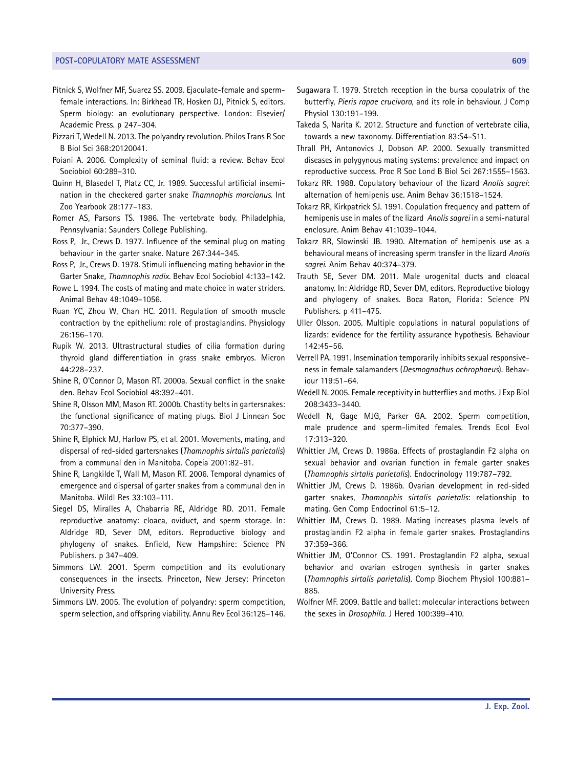Pitnick S, Wolfner MF, Suarez SS. 2009. Ejaculate-female and sperm-female interactions. In: Birkhead TR, Hosken DJ, Pitnick S, editors. Sperm biology: an evolutionary perspective. London: Elsevier/Academic Press. p 247–304.

Pizzari T, Wedell N. 2013. The polyandry revolution. Philos Trans R Soc B Biol Sci 368:20120041.

Poiani A. 2006. Complexity of seminal fluid: a review. Behav Ecol Sociobiol 60:289–310.

Quinn H, Blasedel T, Platz CC, Jr. 1989. Successful artificial insemination in the checkered garter snake *Thamnophis marcianus*. Int Zoo Yearbook 28:177–183.

Romer AS, Parsons TS. 1986. The vertebrate body. Philadelphia, Pennsylvania: Saunders College Publishing.

Ross P, Jr., Crews D. 1977. Influence of the seminal plug on mating behaviour in the garter snake. Nature 267:344–345.

Ross P, Jr., Crews D. 1978. Stimuli influencing mating behavior in the Garter Snake, *Thamnophis radix*. Behav Ecol Sociobiol 4:133–142.

Rowe L. 1994. The costs of mating and mate choice in water striders. Animal Behav 48:1049–1056.

Ruan YC, Zhou W, Chan HC. 2011. Regulation of smooth muscle contraction by the epithelium: role of prostaglandins. Physiology 26:156–170.

Rupik W. 2013. Ultrastructural studies of cilia formation during thyroid gland differentiation in grass snake embryos. Micron 44:228–237.

Shine R, O'Connor D, Mason RT. 2000a. Sexual conflict in the snake den. Behav Ecol Sociobiol 48:392–401.

Shine R, Olsson MM, Mason RT. 2000b. Chastity belts in gartersnakes: the functional significance of mating plugs. Biol J Linnean Soc 70:377–390.

Shine R, Elphick MJ, Harlow PS, et al. 2001. Movements, mating, and dispersal of red-sided gartersnakes (*Thamnophis sirtalis parietalis*) from a communal den in Manitoba. Copeia 2001:82–91.

Shine R, Langkilde T, Wall M, Mason RT. 2006. Temporal dynamics of emergence and dispersal of garter snakes from a communal den in Manitoba. Wildl Res 33:103–111.

Siegel DS, Miralles A, Chabarria RE, Aldridge RD. 2011. Female reproductive anatomy: cloaca, oviduct, and sperm storage. In: Aldridge RD, Sever DM, editors. Reproductive biology and phylogeny of snakes. Enfield, New Hampshire: Science PN Publishers. p 347–409.

Simmons LW. 2001. Sperm competition and its evolutionary consequences in the insects. Princeton, New Jersey: Princeton University Press.

Simmons LW. 2005. The evolution of polyandry: sperm competition, sperm selection, and offspring viability. Annu Rev Ecol 36:125–146.

Sugawara T. 1979. Stretch reception in the bursa copulatrix of the butterfly, *Pieris rapae crucivora*, and its role in behaviour. J Comp Physiol 130:191–199.

Takeda S, Narita K. 2012. Structure and function of vertebrate cilia, towards a new taxonomy. Differentiation 83:S4–S11.

Thrall PH, Antonovics J, Dobson AP. 2000. Sexually transmitted diseases in polygynous mating systems: prevalence and impact on reproductive success. Proc R Soc Lond B Biol Sci 267:1555–1563.

Tokarz RR. 1988. Copulatory behaviour of the lizard *Anolis sagrei*: alternation of hemipenis use. Anim Behav 36:1518–1524.

Tokarz RR, Kirkpatrick SJ. 1991. Copulation frequency and pattern of hemipenis use in males of the lizard *Anolis sagrei* in a semi-natural enclosure. Anim Behav 41:1039–1044.

Tokarz RR, Slowinski JB. 1990. Alternation of hemipenis use as a behavioural means of increasing sperm transfer in the lizard *Anolis sagrei*. Anim Behav 40:374–379.

Trauth SE, Sever DM. 2011. Male urogenital ducts and cloacal anatomy. In: Aldridge RD, Sever DM, editors. Reproductive biology and phylogeny of snakes. Boca Raton, Florida: Science PN Publishers. p 411–475.

Uller Olsson. 2005. Multiple copulations in natural populations of lizards: evidence for the fertility assurance hypothesis. Behaviour 142:45–56.

Verrell PA. 1991. Insemination temporarily inhibits sexual responsiveness in female salamanders (*Desmognathus ochrophaeus*). Behaviour 119:51–64.

Wedell N. 2005. Female receptivity in butterflies and moths. J Exp Biol 208:3433–3440.

Wedell N, Gage MJG, Parker GA. 2002. Sperm competition, male prudence and sperm-limited females. Trends Ecol Evol 17:313–320.

Whittier JM, Crews D. 1986a. Effects of prostaglandin F2 alpha on sexual behavior and ovarian function in female garter snakes (*Thamnophis sirtalis parietalis*). Endocrinology 119:787–792.

Whittier JM, Crews D. 1986b. Ovarian development in red-sided garter snakes, *Thamnophis sirtalis parietalis*: relationship to mating. Gen Comp Endocrinol 61:5–12.

Whittier JM, Crews D. 1989. Mating increases plasma levels of prostaglandin F2 alpha in female garter snakes. Prostaglandins 37:359–366.

Whittier JM, O'Connor CS. 1991. Prostaglandin F2 alpha, sexual behavior and ovarian estrogen synthesis in garter snakes (*Thamnophis sirtalis parietalis*). Comp Biochem Physiol 100:881–885.

Wolfner MF. 2009. Battle and ballet: molecular interactions between the sexes in *Drosophila*. J Hered 100:399–410.